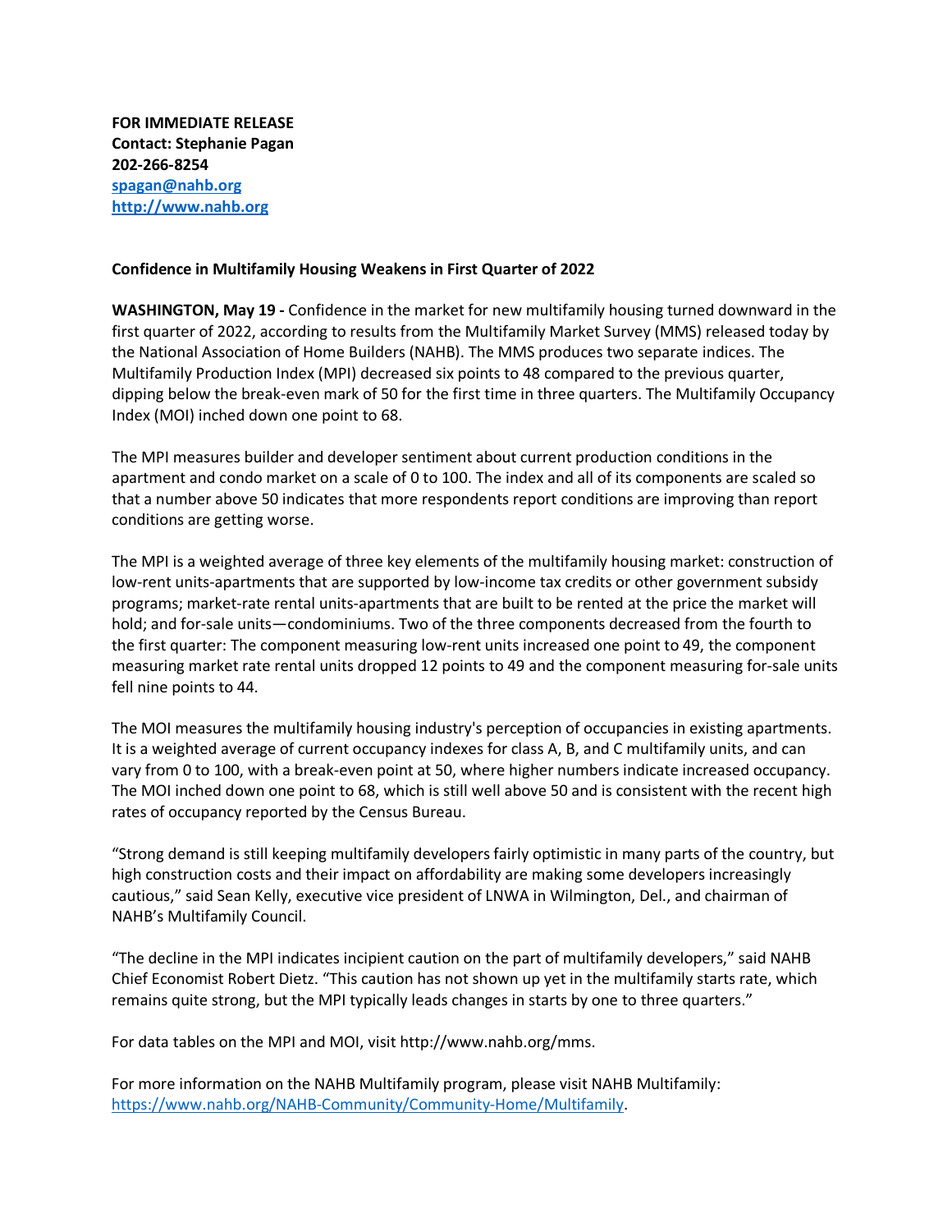**FOR IMMEDIATE RELEASE**
**Contact: Stephanie Pagan**
**202-266-8254**
**[spagan@nahb.org](mailto:spagan@nahb.org)**
**[http://www.nahb.org](http://www.nahb.org)**

**Confidence in Multifamily Housing Weakens in First Quarter of 2022**

**WASHINGTON, May 19 -** Confidence in the market for new multifamily housing turned downward in the first quarter of 2022, according to results from the Multifamily Market Survey (MMS) released today by the National Association of Home Builders (NAHB). The MMS produces two separate indices. The Multifamily Production Index (MPI) decreased six points to 48 compared to the previous quarter, dipping below the break-even mark of 50 for the first time in three quarters. The Multifamily Occupancy Index (MOI) inched down one point to 68.

The MPI measures builder and developer sentiment about current production conditions in the apartment and condo market on a scale of 0 to 100. The index and all of its components are scaled so that a number above 50 indicates that more respondents report conditions are improving than report conditions are getting worse.

The MPI is a weighted average of three key elements of the multifamily housing market: construction of low-rent units-apartments that are supported by low-income tax credits or other government subsidy programs; market-rate rental units-apartments that are built to be rented at the price the market will hold; and for-sale units—condominiums. Two of the three components decreased from the fourth to the first quarter: The component measuring low-rent units increased one point to 49, the component measuring market rate rental units dropped 12 points to 49 and the component measuring for-sale units fell nine points to 44.

The MOI measures the multifamily housing industry's perception of occupancies in existing apartments. It is a weighted average of current occupancy indexes for class A, B, and C multifamily units, and can vary from 0 to 100, with a break-even point at 50, where higher numbers indicate increased occupancy. The MOI inched down one point to 68, which is still well above 50 and is consistent with the recent high rates of occupancy reported by the Census Bureau.

"Strong demand is still keeping multifamily developers fairly optimistic in many parts of the country, but high construction costs and their impact on affordability are making some developers increasingly cautious," said Sean Kelly, executive vice president of LNWA in Wilmington, Del., and chairman of NAHB's Multifamily Council.

"The decline in the MPI indicates incipient caution on the part of multifamily developers," said NAHB Chief Economist Robert Dietz. "This caution has not shown up yet in the multifamily starts rate, which remains quite strong, but the MPI typically leads changes in starts by one to three quarters."

For data tables on the MPI and MOI, visit http://www.nahb.org/mms.

For more information on the NAHB Multifamily program, please visit NAHB Multifamily: [https://www.nahb.org/NAHB-Community/Community-Home/Multifamily](https://www.nahb.org/NAHB-Community/Community-Home/Multifamily).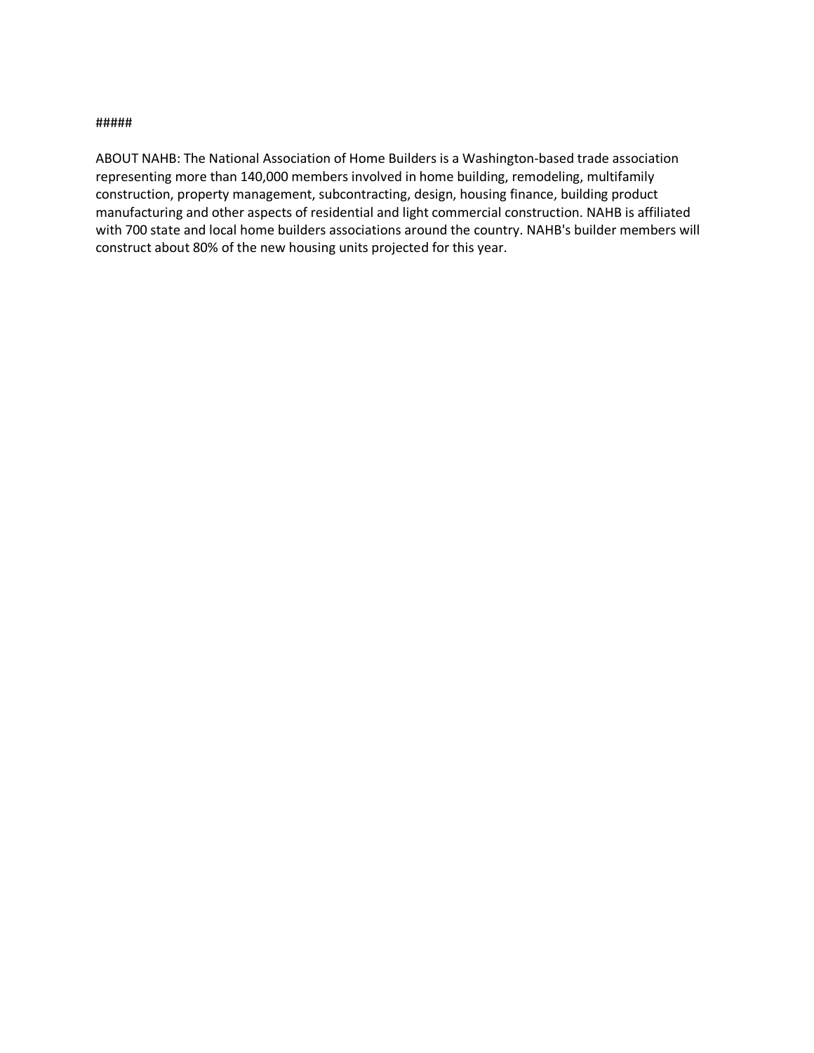#####

ABOUT NAHB: The National Association of Home Builders is a Washington-based trade association representing more than 140,000 members involved in home building, remodeling, multifamily construction, property management, subcontracting, design, housing finance, building product manufacturing and other aspects of residential and light commercial construction. NAHB is affiliated with 700 state and local home builders associations around the country. NAHB's builder members will construct about 80% of the new housing units projected for this year.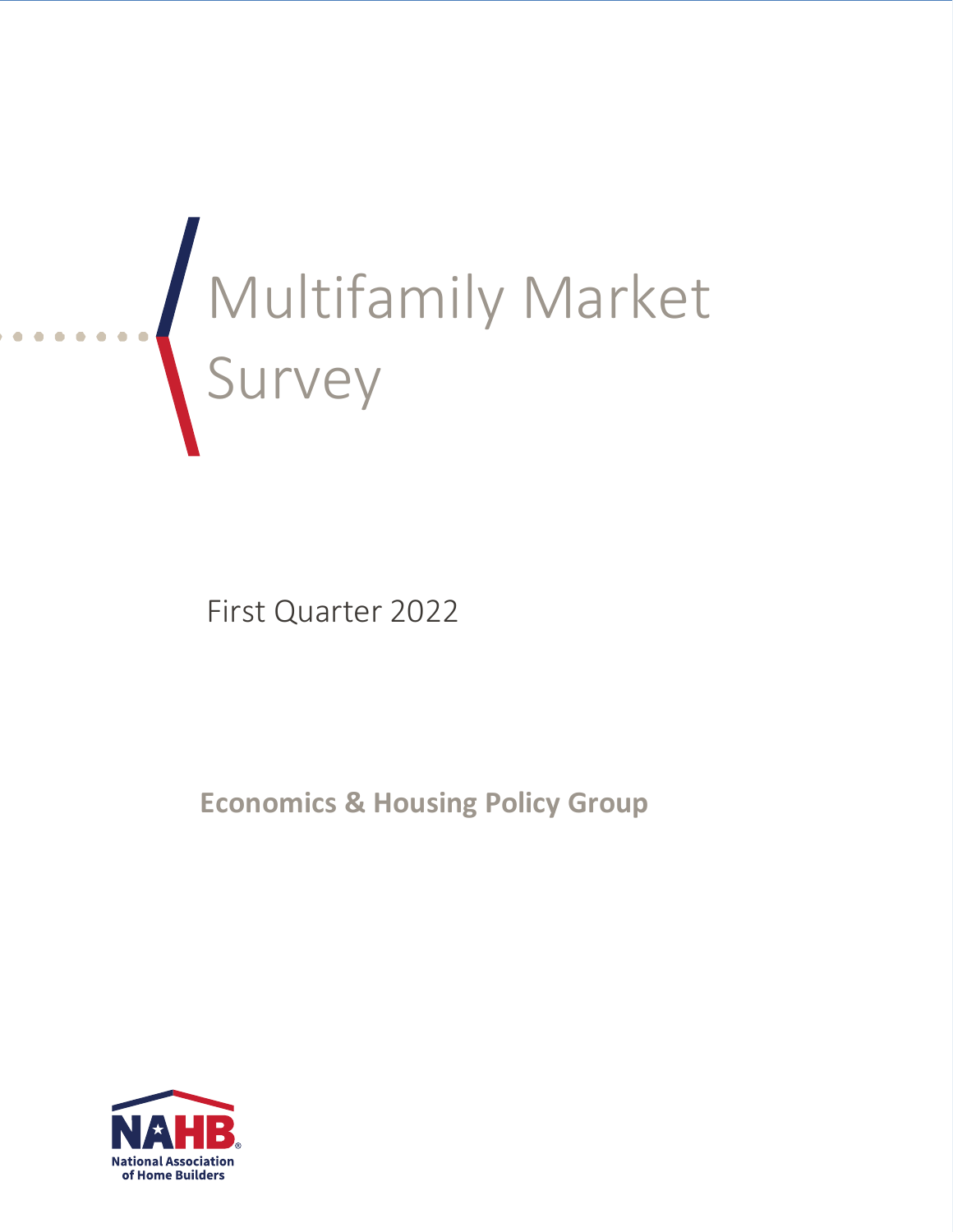# Multifamily Market Survey

First Quarter 2022

**Economics & Housing Policy Group**

NAHB
National Association of Home Builders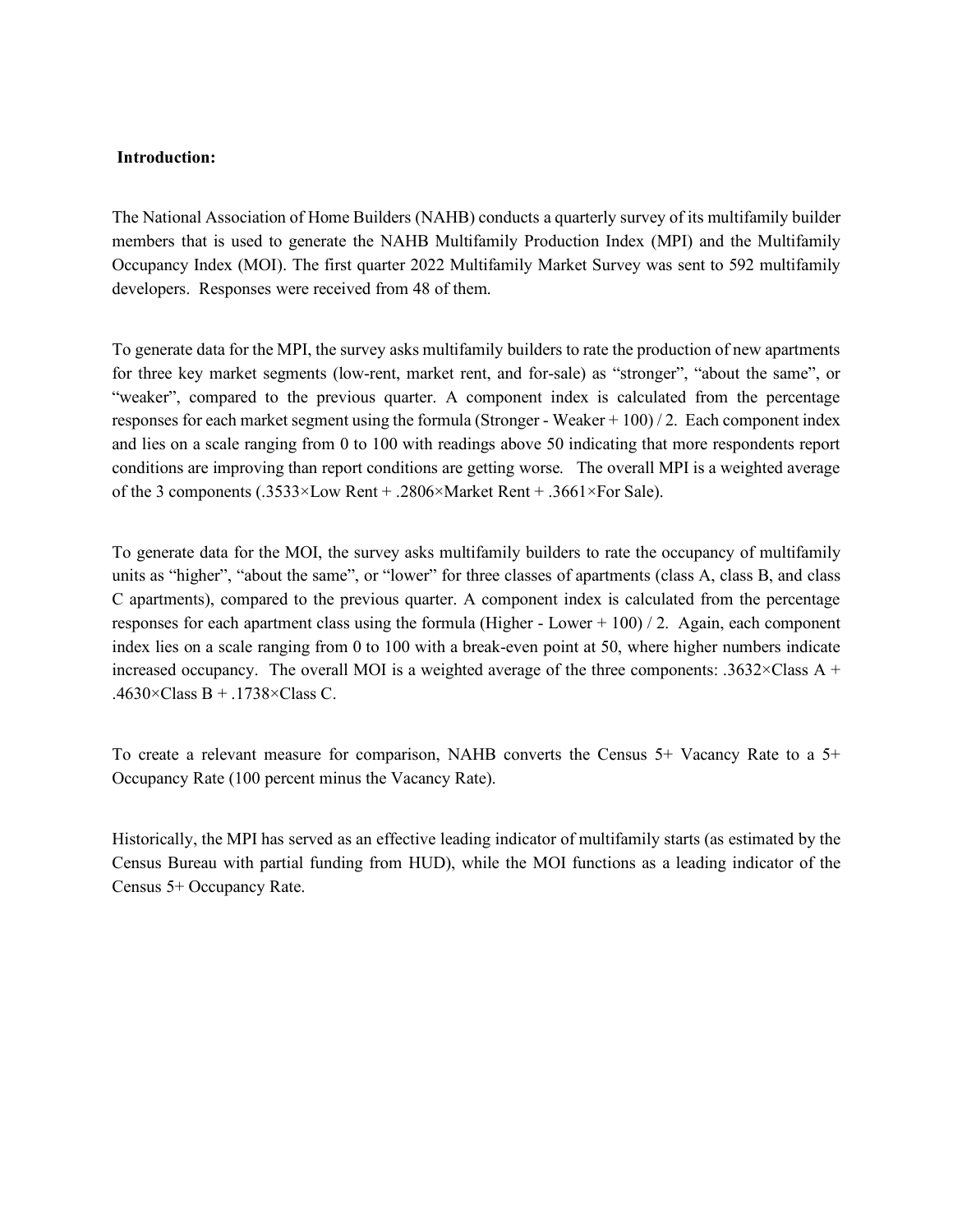**Introduction:**

The National Association of Home Builders (NAHB) conducts a quarterly survey of its multifamily builder members that is used to generate the NAHB Multifamily Production Index (MPI) and the Multifamily Occupancy Index (MOI). The first quarter 2022 Multifamily Market Survey was sent to 592 multifamily developers. Responses were received from 48 of them.

To generate data for the MPI, the survey asks multifamily builders to rate the production of new apartments for three key market segments (low-rent, market rent, and for-sale) as "stronger", "about the same", or "weaker", compared to the previous quarter. A component index is calculated from the percentage responses for each market segment using the formula (Stronger - Weaker + 100) / 2. Each component index and lies on a scale ranging from 0 to 100 with readings above 50 indicating that more respondents report conditions are improving than report conditions are getting worse. The overall MPI is a weighted average of the 3 components (.3533×Low Rent + .2806×Market Rent + .3661×For Sale).

To generate data for the MOI, the survey asks multifamily builders to rate the occupancy of multifamily units as "higher", "about the same", or "lower" for three classes of apartments (class A, class B, and class C apartments), compared to the previous quarter. A component index is calculated from the percentage responses for each apartment class using the formula (Higher - Lower + 100) / 2. Again, each component index lies on a scale ranging from 0 to 100 with a break-even point at 50, where higher numbers indicate increased occupancy. The overall MOI is a weighted average of the three components: .3632×Class A + .4630×Class B + .1738×Class C.

To create a relevant measure for comparison, NAHB converts the Census 5+ Vacancy Rate to a 5+ Occupancy Rate (100 percent minus the Vacancy Rate).

Historically, the MPI has served as an effective leading indicator of multifamily starts (as estimated by the Census Bureau with partial funding from HUD), while the MOI functions as a leading indicator of the Census 5+ Occupancy Rate.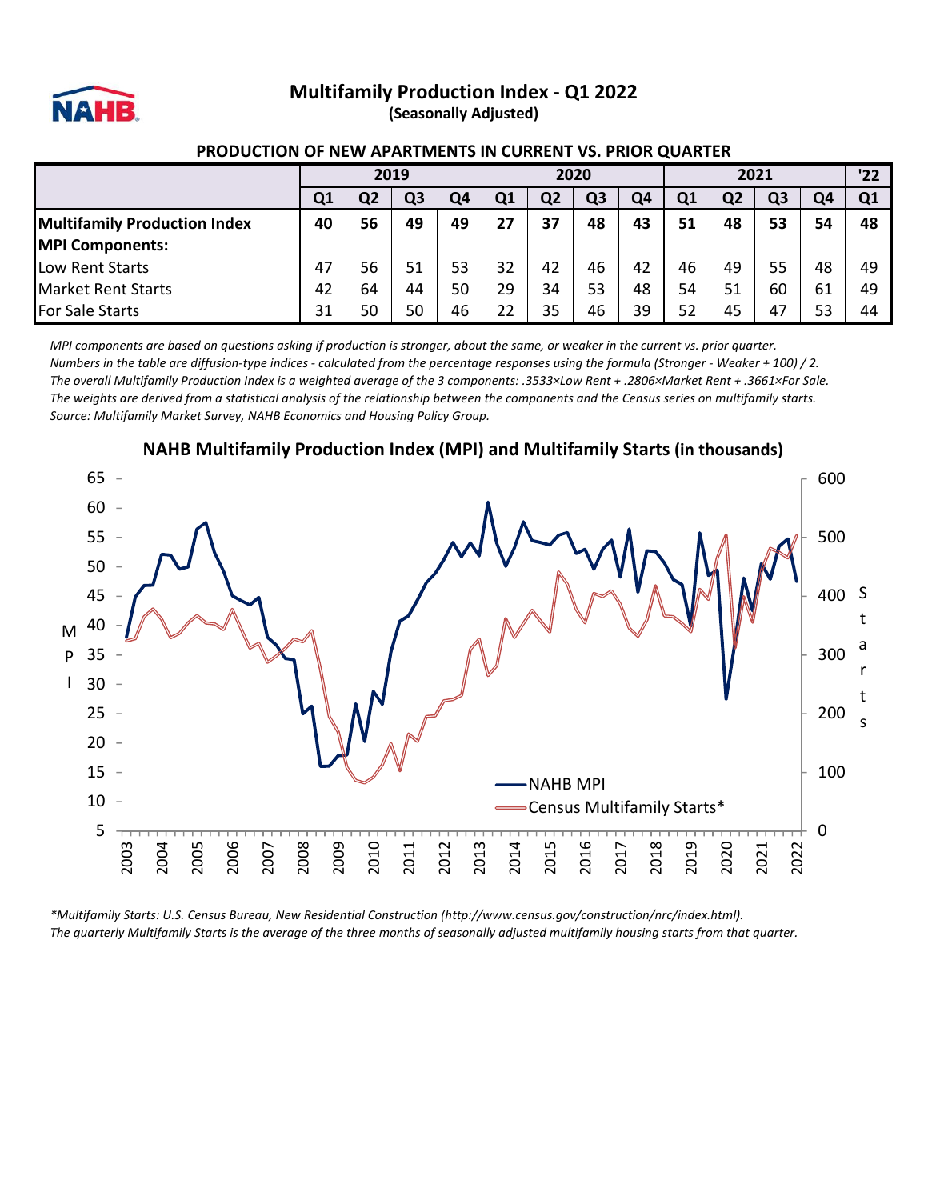# Multifamily Production Index - Q1 2022

**(Seasonally Adjusted)**

## PRODUCTION OF NEW APARTMENTS IN CURRENT VS. PRIOR QUARTER

| | 2019 | | | | 2020 | | | | 2021 | | | | '22 |
|---|---|---|---|---|---|---|---|---|---|---|---|---|---|
| | Q1 | Q2 | Q3 | Q4 | Q1 | Q2 | Q3 | Q4 | Q1 | Q2 | Q3 | Q4 | Q1 |
| **Multifamily Production Index** | **40** | **56** | **49** | **49** | **27** | **37** | **48** | **43** | **51** | **48** | **53** | **54** | **48** |
| **MPI Components:** | | | | | | | | | | | | | |
| Low Rent Starts | 47 | 56 | 51 | 53 | 32 | 42 | 46 | 42 | 46 | 49 | 55 | 48 | 49 |
| Market Rent Starts | 42 | 64 | 44 | 50 | 29 | 34 | 53 | 48 | 54 | 51 | 60 | 61 | 49 |
| For Sale Starts | 31 | 50 | 50 | 46 | 22 | 35 | 46 | 39 | 52 | 45 | 47 | 53 | 44 |

*MPI components are based on questions asking if production is stronger, about the same, or weaker in the current vs. prior quarter.*
*Numbers in the table are diffusion-type indices - calculated from the percentage responses using the formula (Stronger - Weaker + 100) / 2.*
*The overall Multifamily Production Index is a weighted average of the 3 components: .3533×Low Rent + .2806×Market Rent + .3661×For Sale.*
*The weights are derived from a statistical analysis of the relationship between the components and the Census series on multifamily starts.*
*Source: Multifamily Market Survey, NAHB Economics and Housing Policy Group.*

## NAHB Multifamily Production Index (MPI) and Multifamily Starts (in thousands)

*\*Multifamily Starts: U.S. Census Bureau, New Residential Construction (http://www.census.gov/construction/nrc/index.html).*
*The quarterly Multifamily Starts is the average of the three months of seasonally adjusted multifamily housing starts from that quarter.*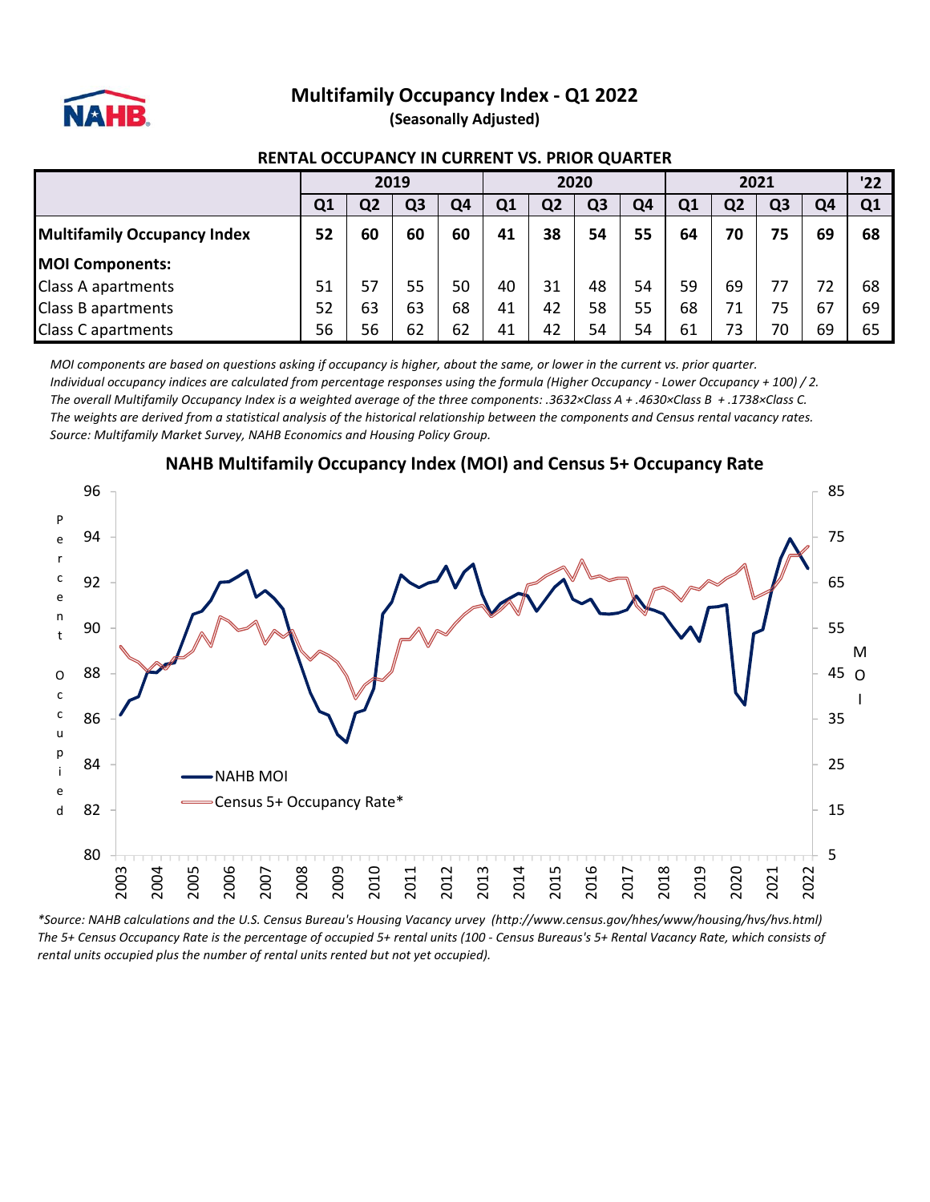# Multifamily Occupancy Index - Q1 2022

**(Seasonally Adjusted)**

**RENTAL OCCUPANCY IN CURRENT VS. PRIOR QUARTER**

| | 2019 | | | | 2020 | | | | 2021 | | | | '22 |
|---|---|---|---|---|---|---|---|---|---|---|---|---|---|
| | Q1 | Q2 | Q3 | Q4 | Q1 | Q2 | Q3 | Q4 | Q1 | Q2 | Q3 | Q4 | Q1 |
| **Multifamily Occupancy Index** | **52** | **60** | **60** | **60** | **41** | **38** | **54** | **55** | **64** | **70** | **75** | **69** | **68** |
| **MOI Components:** | | | | | | | | | | | | | |
| Class A apartments | 51 | 57 | 55 | 50 | 40 | 31 | 48 | 54 | 59 | 69 | 77 | 72 | 68 |
| Class B apartments | 52 | 63 | 63 | 68 | 41 | 42 | 58 | 55 | 68 | 71 | 75 | 67 | 69 |
| Class C apartments | 56 | 56 | 62 | 62 | 41 | 42 | 54 | 54 | 61 | 73 | 70 | 69 | 65 |

*MOI components are based on questions asking if occupancy is higher, about the same, or lower in the current vs. prior quarter.*
*Individual occupancy indices are calculated from percentage responses using the formula (Higher Occupancy - Lower Occupancy + 100) / 2.*
*The overall Multifamily Occupancy Index is a weighted average of the three components: .3632×Class A + .4630×Class B + .1738×Class C.*
*The weights are derived from a statistical analysis of the historical relationship between the components and Census rental vacancy rates.*
*Source: Multifamily Market Survey, NAHB Economics and Housing Policy Group.*

**NAHB Multifamily Occupancy Index (MOI) and Census 5+ Occupancy Rate**

*\*Source: NAHB calculations and the U.S. Census Bureau's Housing Vacancy urvey (http://www.census.gov/hhes/www/housing/hvs/hvs.html)*
*The 5+ Census Occupancy Rate is the percentage of occupied 5+ rental units (100 - Census Bureaus's 5+ Rental Vacancy Rate, which consists of rental units occupied plus the number of rental units rented but not yet occupied).*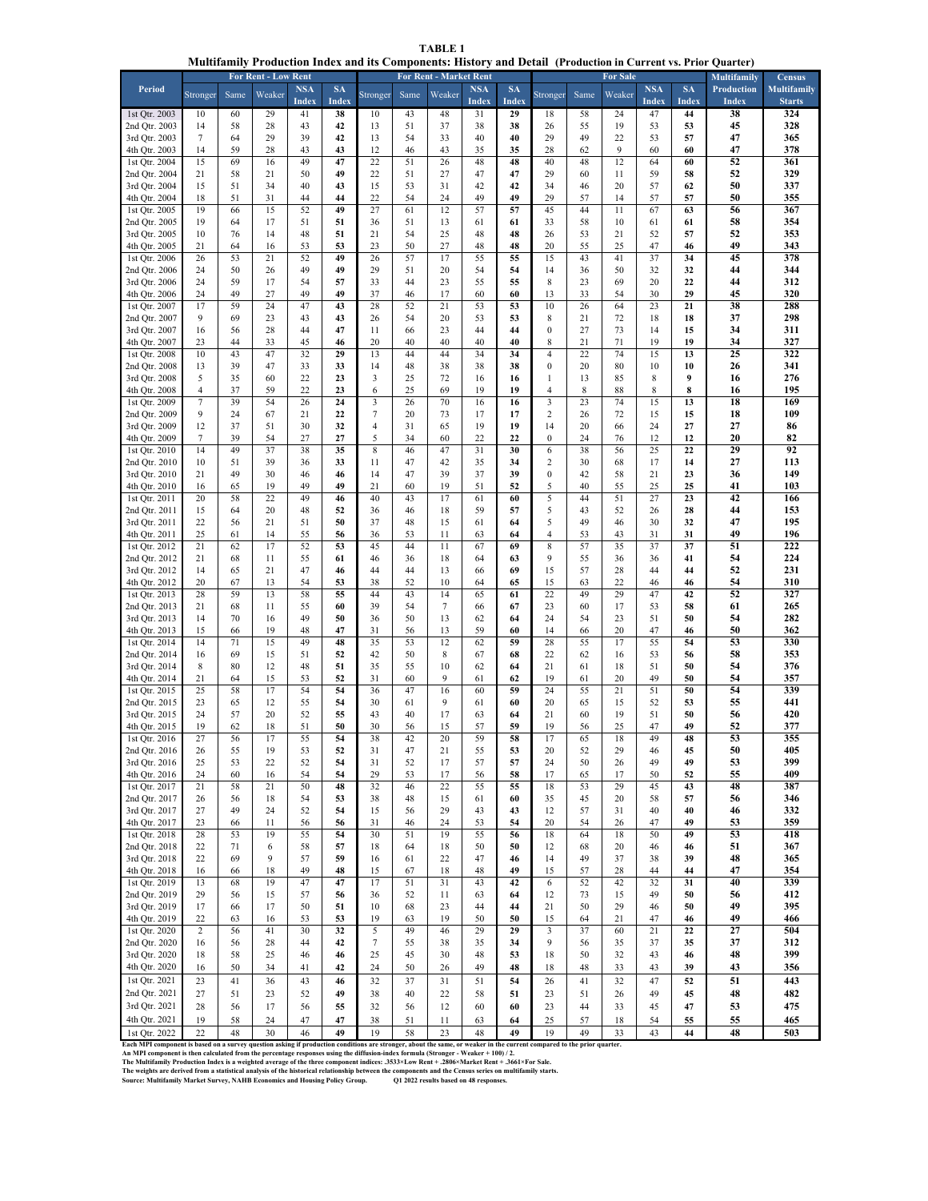**TABLE 1**

**Multifamily Production Index and its Components: History and Detail (Production in Current vs. Prior Quarter)**

| Period | For Rent - Low Rent | | | | | For Rent - Market Rent | | | | | For Sale | | | | | Multifamily Production Index | Census Multifamily Starts |
|---|---|---|---|---|---|---|---|---|---|---|---|---|---|---|---|---|---|
| | Stronger | Same | Weaker | NSA Index | SA Index | Stronger | Same | Weaker | NSA Index | SA Index | Stronger | Same | Weaker | NSA Index | SA Index | | |
| 1st Qtr. 2003 | 10 | 60 | 29 | 41 | **38** | 10 | 43 | 48 | 31 | **29** | 18 | 58 | 24 | 47 | **44** | **38** | **324** |
| 2nd Qtr. 2003 | 14 | 58 | 28 | 43 | **42** | 13 | 51 | 37 | 38 | **38** | 26 | 55 | 19 | 53 | **53** | **45** | **328** |
| 3rd Qtr. 2003 | 7 | 64 | 29 | 39 | **42** | 13 | 54 | 33 | 40 | **40** | 29 | 49 | 22 | 53 | **57** | **47** | **365** |
| 4th Qtr. 2003 | 14 | 59 | 28 | 43 | **43** | 12 | 46 | 43 | 35 | **35** | 28 | 62 | 9 | 60 | **60** | **47** | **378** |
| 1st Qtr. 2004 | 15 | 69 | 16 | 49 | **47** | 22 | 51 | 26 | 48 | **48** | 40 | 48 | 12 | 64 | **60** | **52** | **361** |
| 2nd Qtr. 2004 | 21 | 58 | 21 | 50 | **49** | 22 | 51 | 27 | 47 | **47** | 29 | 60 | 11 | 59 | **58** | **52** | **329** |
| 3rd Qtr. 2004 | 15 | 51 | 34 | 40 | **43** | 15 | 53 | 31 | 42 | **42** | 34 | 46 | 20 | 57 | **62** | **50** | **337** |
| 4th Qtr. 2004 | 18 | 51 | 31 | 44 | **44** | 22 | 54 | 24 | 49 | **49** | 29 | 57 | 14 | 57 | **57** | **50** | **355** |
| 1st Qtr. 2005 | 19 | 66 | 15 | 52 | **49** | 27 | 61 | 12 | 57 | **57** | 45 | 44 | 11 | 67 | **63** | **56** | **367** |
| 2nd Qtr. 2005 | 19 | 64 | 17 | 51 | **51** | 36 | 51 | 13 | 61 | **61** | 33 | 58 | 10 | 61 | **61** | **58** | **354** |
| 3rd Qtr. 2005 | 10 | 76 | 14 | 48 | **51** | 21 | 54 | 25 | 48 | **48** | 26 | 53 | 21 | 52 | **57** | **52** | **353** |
| 4th Qtr. 2005 | 21 | 64 | 16 | 53 | **53** | 23 | 50 | 27 | 48 | **48** | 20 | 55 | 25 | 47 | **46** | **49** | **343** |
| 1st Qtr. 2006 | 26 | 53 | 21 | 52 | **49** | 26 | 57 | 17 | 55 | **55** | 15 | 43 | 41 | 37 | **34** | **45** | **378** |
| 2nd Qtr. 2006 | 24 | 50 | 26 | 49 | **49** | 29 | 51 | 20 | 54 | **54** | 14 | 36 | 50 | 32 | **32** | **44** | **344** |
| 3rd Qtr. 2006 | 24 | 59 | 17 | 54 | **57** | 33 | 44 | 23 | 55 | **55** | 8 | 23 | 69 | 20 | **22** | **44** | **312** |
| 4th Qtr. 2006 | 24 | 49 | 27 | 49 | **49** | 37 | 46 | 17 | 60 | **60** | 13 | 33 | 54 | 30 | **29** | **45** | **320** |
| 1st Qtr. 2007 | 17 | 59 | 24 | 47 | **43** | 28 | 52 | 21 | 53 | **53** | 10 | 26 | 64 | 23 | **21** | **38** | **288** |
| 2nd Qtr. 2007 | 9 | 69 | 23 | 43 | **43** | 26 | 54 | 20 | 53 | **53** | 8 | 21 | 72 | 18 | **18** | **37** | **298** |
| 3rd Qtr. 2007 | 16 | 56 | 28 | 44 | **47** | 11 | 66 | 23 | 44 | **44** | 0 | 27 | 73 | 14 | **15** | **34** | **311** |
| 4th Qtr. 2007 | 23 | 44 | 33 | 45 | **46** | 20 | 40 | 40 | 40 | **40** | 8 | 21 | 71 | 19 | **19** | **34** | **327** |
| 1st Qtr. 2008 | 10 | 43 | 47 | 32 | **29** | 13 | 44 | 44 | 34 | **34** | 4 | 22 | 74 | 15 | **13** | **25** | **322** |
| 2nd Qtr. 2008 | 13 | 39 | 47 | 33 | **33** | 14 | 48 | 38 | 38 | **38** | 0 | 20 | 80 | 10 | **10** | **26** | **341** |
| 3rd Qtr. 2008 | 5 | 35 | 60 | 22 | **23** | 3 | 25 | 72 | 16 | **16** | 1 | 13 | 85 | 8 | **9** | **16** | **276** |
| 4th Qtr. 2008 | 4 | 37 | 59 | 22 | **23** | 6 | 25 | 69 | 19 | **19** | 4 | 8 | 88 | 8 | **8** | **16** | **195** |
| 1st Qtr. 2009 | 7 | 39 | 54 | 26 | **24** | 3 | 26 | 70 | 16 | **16** | 3 | 23 | 74 | 15 | **13** | **18** | **169** |
| 2nd Qtr. 2009 | 9 | 24 | 67 | 21 | **22** | 7 | 20 | 73 | 17 | **17** | 2 | 26 | 72 | 15 | **15** | **18** | **109** |
| 3rd Qtr. 2009 | 12 | 37 | 51 | 30 | **32** | 4 | 31 | 65 | 19 | **19** | 14 | 20 | 66 | 24 | **27** | **27** | **86** |
| 4th Qtr. 2009 | 7 | 39 | 54 | 27 | **27** | 5 | 34 | 60 | 22 | **22** | 0 | 24 | 76 | 12 | **12** | **20** | **82** |
| 1st Qtr. 2010 | 14 | 49 | 37 | 38 | **35** | 8 | 46 | 47 | 31 | **30** | 6 | 38 | 56 | 25 | **22** | **29** | **92** |
| 2nd Qtr. 2010 | 10 | 51 | 39 | 36 | **33** | 11 | 47 | 42 | 35 | **34** | 2 | 30 | 68 | 17 | **14** | **27** | **113** |
| 3rd Qtr. 2010 | 21 | 49 | 30 | 46 | **46** | 14 | 47 | 39 | 37 | **39** | 0 | 42 | 58 | 21 | **23** | **36** | **149** |
| 4th Qtr. 2010 | 16 | 65 | 19 | 49 | **49** | 21 | 60 | 19 | 51 | **52** | 5 | 40 | 55 | 25 | **25** | **41** | **103** |
| 1st Qtr. 2011 | 20 | 58 | 22 | 49 | **46** | 40 | 43 | 17 | 61 | **60** | 5 | 44 | 51 | 27 | **23** | **42** | **166** |
| 2nd Qtr. 2011 | 15 | 64 | 20 | 48 | **52** | 36 | 46 | 18 | 59 | **57** | 5 | 43 | 52 | 26 | **28** | **44** | **153** |
| 3rd Qtr. 2011 | 22 | 56 | 21 | 51 | **50** | 37 | 48 | 15 | 61 | **64** | 5 | 49 | 46 | 30 | **32** | **47** | **195** |
| 4th Qtr. 2011 | 25 | 61 | 14 | 55 | **56** | 36 | 53 | 11 | 63 | **64** | 4 | 53 | 43 | 31 | **31** | **49** | **196** |
| 1st Qtr. 2012 | 21 | 62 | 17 | 52 | **53** | 45 | 44 | 11 | 67 | **69** | 8 | 57 | 35 | 37 | **37** | **51** | **222** |
| 2nd Qtr. 2012 | 21 | 68 | 11 | 55 | **61** | 46 | 36 | 18 | 64 | **63** | 9 | 55 | 36 | 36 | **41** | **54** | **224** |
| 3rd Qtr. 2012 | 14 | 65 | 21 | 47 | **46** | 44 | 44 | 13 | 66 | **69** | 15 | 57 | 28 | 44 | **44** | **52** | **231** |
| 4th Qtr. 2012 | 20 | 67 | 13 | 54 | **53** | 38 | 52 | 10 | 64 | **65** | 15 | 63 | 22 | 46 | **46** | **54** | **310** |
| 1st Qtr. 2013 | 28 | 59 | 13 | 58 | **55** | 44 | 43 | 14 | 65 | **61** | 22 | 49 | 29 | 47 | **42** | **52** | **327** |
| 2nd Qtr. 2013 | 21 | 68 | 11 | 55 | **60** | 39 | 54 | 7 | 66 | **67** | 23 | 60 | 17 | 53 | **58** | **61** | **265** |
| 3rd Qtr. 2013 | 14 | 70 | 16 | 49 | **50** | 36 | 50 | 13 | 62 | **64** | 24 | 54 | 23 | 51 | **50** | **54** | **282** |
| 4th Qtr. 2013 | 15 | 66 | 19 | 48 | **47** | 31 | 56 | 13 | 59 | **60** | 14 | 66 | 20 | 47 | **46** | **50** | **362** |
| 1st Qtr. 2014 | 14 | 71 | 15 | 49 | **48** | 35 | 53 | 12 | 62 | **59** | 28 | 55 | 17 | 55 | **54** | **53** | **330** |
| 2nd Qtr. 2014 | 16 | 69 | 15 | 51 | **52** | 42 | 50 | 8 | 67 | **68** | 22 | 62 | 16 | 53 | **56** | **58** | **353** |
| 3rd Qtr. 2014 | 8 | 80 | 12 | 48 | **51** | 35 | 55 | 10 | 62 | **64** | 21 | 61 | 18 | 51 | **50** | **54** | **376** |
| 4th Qtr. 2014 | 21 | 64 | 15 | 53 | **52** | 31 | 60 | 9 | 61 | **62** | 19 | 61 | 20 | 49 | **50** | **54** | **357** |
| 1st Qtr. 2015 | 25 | 58 | 17 | 54 | **54** | 36 | 47 | 16 | 60 | **59** | 24 | 55 | 21 | 51 | **50** | **54** | **339** |
| 2nd Qtr. 2015 | 23 | 65 | 12 | 55 | **54** | 30 | 61 | 9 | 61 | **60** | 20 | 65 | 15 | 52 | **53** | **55** | **441** |
| 3rd Qtr. 2015 | 24 | 57 | 20 | 52 | **55** | 43 | 40 | 17 | 63 | **64** | 21 | 60 | 19 | 51 | **50** | **56** | **420** |
| 4th Qtr. 2015 | 19 | 62 | 18 | 51 | **50** | 30 | 56 | 15 | 57 | **59** | 19 | 56 | 25 | 47 | **49** | **52** | **377** |
| 1st Qtr. 2016 | 27 | 56 | 17 | 55 | **54** | 38 | 42 | 20 | 59 | **58** | 17 | 65 | 18 | 49 | **48** | **53** | **355** |
| 2nd Qtr. 2016 | 26 | 55 | 19 | 53 | **52** | 31 | 47 | 21 | 55 | **53** | 20 | 52 | 29 | 46 | **45** | **50** | **405** |
| 3rd Qtr. 2016 | 25 | 53 | 22 | 52 | **54** | 31 | 52 | 17 | 57 | **57** | 24 | 50 | 26 | 49 | **49** | **53** | **399** |
| 4th Qtr. 2016 | 24 | 60 | 16 | 54 | **54** | 29 | 53 | 17 | 56 | **58** | 17 | 65 | 17 | 50 | **52** | **55** | **409** |
| 1st Qtr. 2017 | 21 | 58 | 21 | 50 | **48** | 32 | 46 | 22 | 55 | **55** | 18 | 53 | 29 | 45 | **43** | **48** | **387** |
| 2nd Qtr. 2017 | 26 | 56 | 18 | 54 | **53** | 38 | 48 | 15 | 61 | **60** | 35 | 45 | 20 | 58 | **57** | **56** | **346** |
| 3rd Qtr. 2017 | 27 | 49 | 24 | 52 | **54** | 15 | 56 | 29 | 43 | **43** | 12 | 57 | 31 | 40 | **40** | **46** | **332** |
| 4th Qtr. 2017 | 23 | 66 | 11 | 56 | **56** | 31 | 46 | 24 | 53 | **54** | 20 | 54 | 26 | 47 | **49** | **53** | **359** |
| 1st Qtr. 2018 | 28 | 53 | 19 | 55 | **54** | 30 | 51 | 19 | 55 | **56** | 18 | 64 | 18 | 50 | **49** | **53** | **418** |
| 2nd Qtr. 2018 | 22 | 71 | 6 | 58 | **57** | 18 | 64 | 18 | 50 | **50** | 12 | 68 | 20 | 46 | **46** | **51** | **367** |
| 3rd Qtr. 2018 | 22 | 69 | 9 | 57 | **59** | 16 | 61 | 22 | 47 | **46** | 14 | 49 | 37 | 38 | **39** | **48** | **365** |
| 4th Qtr. 2018 | 16 | 66 | 18 | 49 | **48** | 15 | 67 | 18 | 48 | **49** | 15 | 57 | 28 | 44 | **44** | **47** | **354** |
| 1st Qtr. 2019 | 13 | 68 | 19 | 47 | **47** | 17 | 51 | 31 | 43 | **42** | 6 | 52 | 42 | 32 | **31** | **40** | **339** |
| 2nd Qtr. 2019 | 29 | 56 | 15 | 57 | **56** | 36 | 52 | 11 | 63 | **64** | 12 | 73 | 15 | 49 | **50** | **56** | **412** |
| 3rd Qtr. 2019 | 17 | 66 | 17 | 50 | **51** | 10 | 68 | 23 | 44 | **44** | 21 | 50 | 29 | 46 | **50** | **49** | **395** |
| 4th Qtr. 2019 | 22 | 63 | 16 | 53 | **53** | 19 | 63 | 19 | 50 | **50** | 15 | 64 | 21 | 47 | **46** | **49** | **466** |
| 1st Qtr. 2020 | 2 | 56 | 41 | 30 | **32** | 5 | 49 | 46 | 29 | **29** | 3 | 37 | 60 | 21 | **22** | **27** | **504** |
| 2nd Qtr. 2020 | 16 | 56 | 28 | 44 | **42** | 7 | 55 | 38 | 35 | **34** | 9 | 56 | 35 | 37 | **35** | **37** | **312** |
| 3rd Qtr. 2020 | 18 | 58 | 25 | 46 | **46** | 25 | 45 | 30 | 48 | **53** | 18 | 50 | 32 | 43 | **46** | **48** | **399** |
| 4th Qtr. 2020 | 16 | 50 | 34 | 41 | **42** | 24 | 50 | 26 | 49 | **48** | 18 | 48 | 33 | 43 | **39** | **43** | **356** |
| 1st Qtr. 2021 | 23 | 41 | 36 | 43 | **46** | 32 | 37 | 31 | 51 | **54** | 26 | 41 | 32 | 47 | **52** | **51** | **443** |
| 2nd Qtr. 2021 | 27 | 51 | 23 | 52 | **49** | 38 | 40 | 22 | 58 | **51** | 23 | 51 | 26 | 49 | **45** | **48** | **482** |
| 3rd Qtr. 2021 | 28 | 56 | 17 | 56 | **55** | 32 | 56 | 12 | 60 | **60** | 23 | 44 | 33 | 45 | **47** | **53** | **475** |
| 4th Qtr. 2021 | 19 | 58 | 24 | 47 | **47** | 38 | 51 | 11 | 63 | **64** | 25 | 57 | 18 | 54 | **55** | **55** | **465** |
| 1st Qtr. 2022 | 22 | 48 | 30 | 46 | **49** | 19 | 58 | 23 | 48 | **49** | 19 | 49 | 33 | 43 | **44** | **48** | **503** |

**Each MPI component is based on a survey question asking if production conditions are stronger, about the same, or weaker in the current compared to the prior quarter.**
**An MPI component is then calculated from the percentage responses using the diffusion-index formula (Stronger - Weaker + 100) / 2.**
**The Multifamily Production Index is a weighted average of the three component indices: .3533×Low Rent + .2806×Market Rent + .3661×For Sale.**
**The weights are derived from a statistical analysis of the historical relationship between the components and the Census series on multifamily starts.**
**Source: Multifamily Market Survey, NAHB Economics and Housing Policy Group.** **Q1 2022 results based on 48 responses.**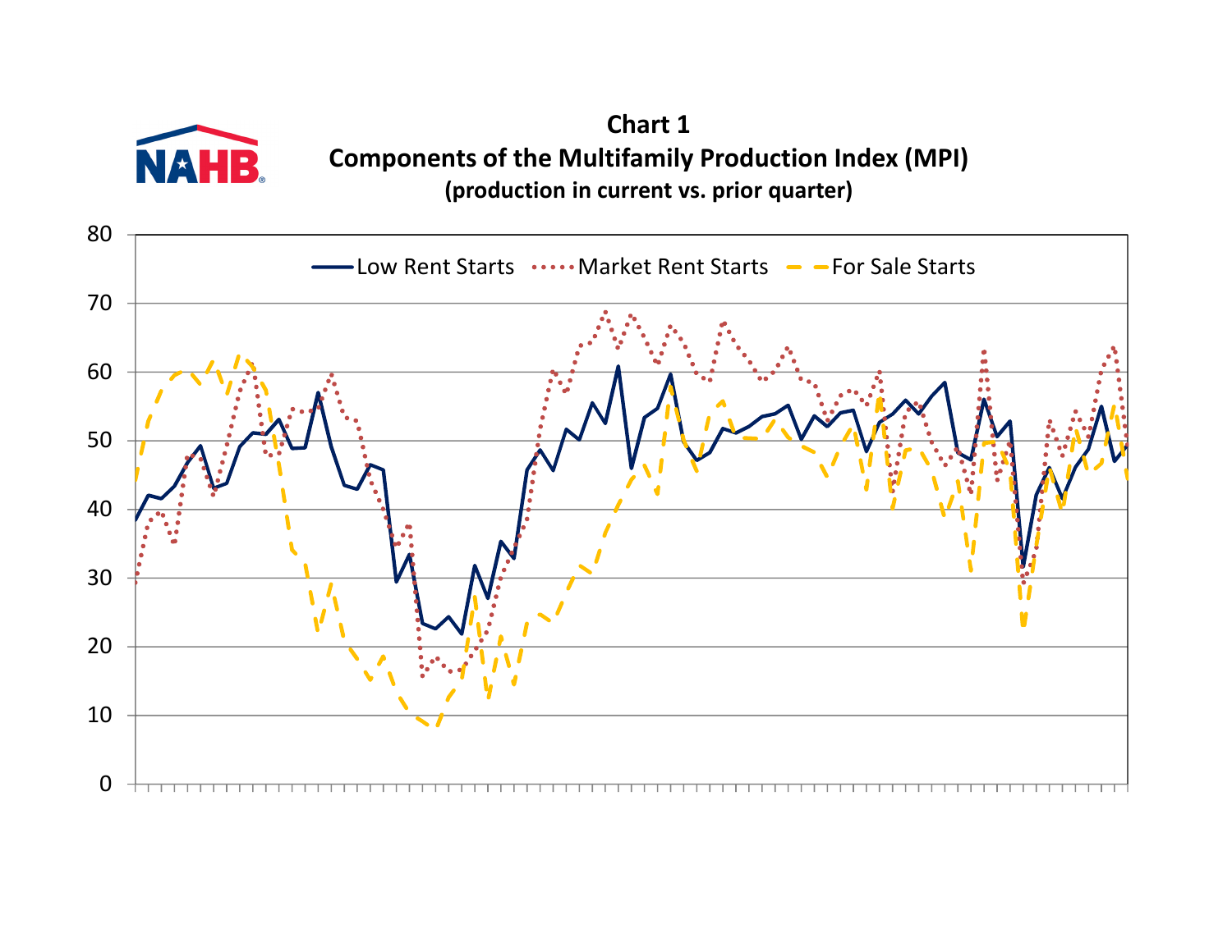**Chart 1**

**Components of the Multifamily Production Index (MPI)**

**(production in current vs. prior quarter)**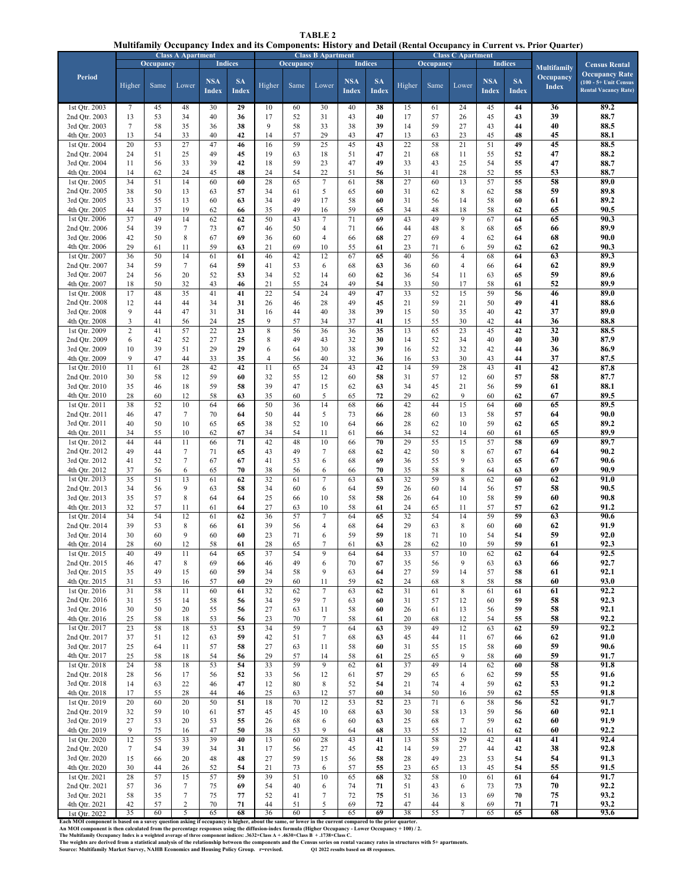**TABLE 2**
**Multifamily Occupancy Index and its Components: History and Detail (Rental Occupancy in Current vs. Prior Quarter)**

| Period | Class A Apartment | | | | | Class B Apartment | | | | | Class C Apartment | | | | | Multifamily Occupancy Index | Census Rental Occupancy Rate (100 - 5+ Unit Census Rental Vacancy Rate) |
|---|---|---|---|---|---|---|---|---|---|---|---|---|---|---|---|---|---|
| | Occupancy | | | Indices | | Occupancy | | | Indices | | Occupancy | | | Indices | | | |
| | Higher | Same | Lower | NSA Index | SA Index | Higher | Same | Lower | NSA Index | SA Index | Higher | Same | Lower | NSA Index | SA Index | | |
| 1st Qtr. 2003 | 7 | 45 | 48 | 30 | **29** | 10 | 60 | 30 | 40 | **38** | 15 | 61 | 24 | 45 | **44** | **36** | **89.2** |
| 2nd Qtr. 2003 | 13 | 53 | 34 | 40 | **36** | 17 | 52 | 31 | 43 | **40** | 17 | 57 | 26 | 45 | **43** | **39** | **88.7** |
| 3rd Qtr. 2003 | 7 | 58 | 35 | 36 | **38** | 9 | 58 | 33 | 38 | **39** | 14 | 59 | 27 | 43 | **44** | **40** | **88.5** |
| 4th Qtr. 2003 | 13 | 54 | 33 | 40 | **42** | 14 | 57 | 29 | 43 | **47** | 13 | 63 | 23 | 45 | **48** | **45** | **88.1** |
| 1st Qtr. 2004 | 20 | 53 | 27 | 47 | **46** | 16 | 59 | 25 | 45 | **43** | 22 | 58 | 21 | 51 | **49** | **45** | **88.5** |
| 2nd Qtr. 2004 | 24 | 51 | 25 | 49 | **45** | 19 | 63 | 18 | 51 | **47** | 21 | 68 | 11 | 55 | **52** | **47** | **88.2** |
| 3rd Qtr. 2004 | 11 | 56 | 33 | 39 | **42** | 18 | 59 | 23 | 47 | **49** | 33 | 43 | 25 | 54 | **55** | **47** | **88.7** |
| 4th Qtr. 2004 | 14 | 62 | 24 | 45 | **48** | 24 | 54 | 22 | 51 | **56** | 31 | 41 | 28 | 52 | **55** | **53** | **88.7** |
| 1st Qtr. 2005 | 34 | 51 | 14 | 60 | **60** | 28 | 65 | 7 | 61 | **58** | 27 | 60 | 13 | 57 | **55** | **58** | **89.0** |
| 2nd Qtr. 2005 | 38 | 50 | 13 | 63 | **57** | 34 | 61 | 5 | 65 | **60** | 31 | 62 | 8 | 62 | **58** | **59** | **89.8** |
| 3rd Qtr. 2005 | 33 | 55 | 13 | 60 | **63** | 34 | 49 | 17 | 58 | **60** | 31 | 56 | 14 | 58 | **60** | **61** | **89.2** |
| 4th Qtr. 2005 | 44 | 37 | 19 | 62 | **66** | 35 | 49 | 16 | 59 | **65** | 34 | 48 | 18 | 58 | **62** | **65** | **90.5** |
| 1st Qtr. 2006 | 37 | 49 | 14 | 62 | **62** | 50 | 43 | 7 | 71 | **69** | 43 | 49 | 9 | 67 | **64** | **65** | **90.3** |
| 2nd Qtr. 2006 | 54 | 39 | 7 | 73 | **67** | 46 | 50 | 4 | 71 | **66** | 44 | 48 | 8 | 68 | **65** | **66** | **89.9** |
| 3rd Qtr. 2006 | 42 | 50 | 8 | 67 | **69** | 36 | 60 | 4 | 66 | **68** | 27 | 69 | 4 | 62 | **64** | **68** | **90.0** |
| 4th Qtr. 2006 | 29 | 61 | 11 | 59 | **63** | 21 | 69 | 10 | 55 | **61** | 23 | 71 | 6 | 59 | **62** | **62** | **90.3** |
| 1st Qtr. 2007 | 36 | 50 | 14 | 61 | **61** | 46 | 42 | 12 | 67 | **65** | 40 | 56 | 4 | 68 | **64** | **63** | **89.3** |
| 2nd Qtr. 2007 | 34 | 59 | 7 | 64 | **59** | 41 | 53 | 6 | 68 | **63** | 36 | 60 | 4 | 66 | **64** | **62** | **89.9** |
| 3rd Qtr. 2007 | 24 | 56 | 20 | 52 | **53** | 34 | 52 | 14 | 60 | **62** | 36 | 54 | 11 | 63 | **65** | **59** | **89.6** |
| 4th Qtr. 2007 | 18 | 50 | 32 | 43 | **46** | 21 | 55 | 24 | 49 | **54** | 33 | 50 | 17 | 58 | **61** | **52** | **89.9** |
| 1st Qtr. 2008 | 17 | 48 | 35 | 41 | **41** | 22 | 54 | 24 | 49 | **47** | 33 | 52 | 15 | 59 | **56** | **46** | **89.0** |
| 2nd Qtr. 2008 | 12 | 44 | 44 | 34 | **31** | 26 | 46 | 28 | 49 | **45** | 21 | 59 | 21 | 50 | **49** | **41** | **88.6** |
| 3rd Qtr. 2008 | 9 | 44 | 47 | 31 | **31** | 16 | 44 | 40 | 38 | **39** | 15 | 50 | 35 | 40 | **42** | **37** | **89.0** |
| 4th Qtr. 2008 | 3 | 41 | 56 | 24 | **25** | 9 | 57 | 34 | 37 | **41** | 15 | 55 | 30 | 42 | **44** | **36** | **88.8** |
| 1st Qtr. 2009 | 2 | 41 | 57 | 22 | **23** | 8 | 56 | 36 | 36 | **35** | 13 | 65 | 23 | 45 | **42** | **32** | **88.5** |
| 2nd Qtr. 2009 | 6 | 42 | 52 | 27 | **25** | 8 | 49 | 43 | 32 | **30** | 14 | 52 | 34 | 40 | **40** | **30** | **87.9** |
| 3rd Qtr. 2009 | 10 | 39 | 51 | 29 | **29** | 6 | 64 | 30 | 38 | **39** | 16 | 52 | 32 | 42 | **44** | **36** | **86.9** |
| 4th Qtr. 2009 | 9 | 47 | 44 | 33 | **35** | 4 | 56 | 40 | 32 | **36** | 16 | 53 | 30 | 43 | **44** | **37** | **87.5** |
| 1st Qtr. 2010 | 11 | 61 | 28 | 42 | **42** | 11 | 65 | 24 | 43 | **42** | 14 | 59 | 28 | 43 | **41** | **42** | **87.8** |
| 2nd Qtr. 2010 | 30 | 58 | 12 | 59 | **60** | 32 | 55 | 12 | 60 | **58** | 31 | 57 | 12 | 60 | **57** | **58** | **87.7** |
| 3rd Qtr. 2010 | 35 | 46 | 18 | 59 | **58** | 39 | 47 | 15 | 62 | **63** | 34 | 45 | 21 | 56 | **59** | **61** | **88.1** |
| 4th Qtr. 2010 | 28 | 60 | 12 | 58 | **63** | 35 | 60 | 5 | 65 | **72** | 29 | 62 | 9 | 60 | **62** | **67** | **89.5** |
| 1st Qtr. 2011 | 38 | 52 | 10 | 64 | **66** | 50 | 36 | 14 | 68 | **66** | 42 | 44 | 15 | 64 | **60** | **65** | **89.5** |
| 2nd Qtr. 2011 | 46 | 47 | 7 | 70 | **64** | 50 | 44 | 5 | 73 | **66** | 28 | 60 | 13 | 58 | **57** | **64** | **90.0** |
| 3rd Qtr. 2011 | 40 | 50 | 10 | 65 | **65** | 38 | 52 | 10 | 64 | **66** | 28 | 62 | 10 | 59 | **62** | **65** | **89.2** |
| 4th Qtr. 2011 | 34 | 55 | 10 | 62 | **67** | 34 | 54 | 11 | 61 | **66** | 34 | 52 | 14 | 60 | **61** | **65** | **89.9** |
| 1st Qtr. 2012 | 44 | 44 | 11 | 66 | **71** | 42 | 48 | 10 | 66 | **70** | 29 | 55 | 15 | 57 | **58** | **69** | **89.7** |
| 2nd Qtr. 2012 | 49 | 44 | 7 | 71 | **65** | 43 | 49 | 7 | 68 | **62** | 42 | 50 | 8 | 67 | **67** | **64** | **90.2** |
| 3rd Qtr. 2012 | 41 | 52 | 7 | 67 | **67** | 41 | 53 | 6 | 68 | **69** | 36 | 55 | 9 | 63 | **65** | **67** | **90.6** |
| 4th Qtr. 2012 | 37 | 56 | 6 | 65 | **70** | 38 | 56 | 6 | 66 | **70** | 35 | 58 | 8 | 64 | **63** | **69** | **90.9** |
| 1st Qtr. 2013 | 35 | 51 | 13 | 61 | **62** | 32 | 61 | 7 | 63 | **63** | 32 | 59 | 8 | 62 | **60** | **62** | **91.0** |
| 2nd Qtr. 2013 | 34 | 56 | 9 | 63 | **58** | 34 | 60 | 6 | 64 | **59** | 26 | 60 | 14 | 56 | **57** | **58** | **90.5** |
| 3rd Qtr. 2013 | 35 | 57 | 8 | 64 | **64** | 25 | 66 | 10 | 58 | **58** | 26 | 64 | 10 | 58 | **59** | **60** | **90.8** |
| 4th Qtr. 2013 | 32 | 57 | 11 | 61 | **64** | 27 | 63 | 10 | 58 | **61** | 24 | 65 | 11 | 57 | **57** | **62** | **91.2** |
| 1st Qtr. 2014 | 34 | 54 | 12 | 61 | **62** | 36 | 57 | 7 | 64 | **65** | 32 | 54 | 14 | 59 | **59** | **63** | **90.6** |
| 2nd Qtr. 2014 | 39 | 53 | 8 | 66 | **61** | 39 | 56 | 4 | 68 | **64** | 29 | 63 | 8 | 60 | **60** | **62** | **91.9** |
| 3rd Qtr. 2014 | 30 | 60 | 9 | 60 | **60** | 23 | 71 | 6 | 59 | **59** | 18 | 71 | 10 | 54 | **54** | **59** | **92.0** |
| 4th Qtr. 2014 | 28 | 60 | 12 | 58 | **61** | 28 | 65 | 7 | 61 | **63** | 28 | 62 | 10 | 59 | **59** | **61** | **92.3** |
| 1st Qtr. 2015 | 40 | 49 | 11 | 64 | **65** | 37 | 54 | 9 | 64 | **64** | 33 | 57 | 10 | 62 | **62** | **64** | **92.5** |
| 2nd Qtr. 2015 | 46 | 47 | 8 | 69 | **66** | 46 | 49 | 6 | 70 | **67** | 35 | 56 | 9 | 63 | **63** | **66** | **92.7** |
| 3rd Qtr. 2015 | 35 | 49 | 15 | 60 | **59** | 34 | 58 | 9 | 63 | **64** | 27 | 59 | 14 | 57 | **58** | **61** | **92.1** |
| 4th Qtr. 2015 | 31 | 53 | 16 | 57 | **60** | 29 | 60 | 11 | 59 | **62** | 24 | 68 | 8 | 58 | **58** | **60** | **93.0** |
| 1st Qtr. 2016 | 31 | 58 | 11 | 60 | **61** | 32 | 62 | 7 | 63 | **62** | 31 | 61 | 8 | 61 | **61** | **61** | **92.2** |
| 2nd Qtr. 2016 | 31 | 55 | 14 | 58 | **56** | 34 | 59 | 7 | 63 | **60** | 31 | 57 | 12 | 60 | **59** | **58** | **92.3** |
| 3rd Qtr. 2016 | 30 | 50 | 20 | 55 | **56** | 27 | 63 | 11 | 58 | **60** | 26 | 61 | 13 | 56 | **59** | **58** | **92.1** |
| 4th Qtr. 2016 | 25 | 58 | 18 | 53 | **56** | 23 | 70 | 7 | 58 | **61** | 20 | 68 | 12 | 54 | **55** | **58** | **92.2** |
| 1st Qtr. 2017 | 23 | 58 | 18 | 53 | **53** | 34 | 59 | 7 | 64 | **63** | 39 | 49 | 12 | 63 | **62** | **59** | **92.2** |
| 2nd Qtr. 2017 | 37 | 51 | 12 | 63 | **59** | 42 | 51 | 7 | 68 | **63** | 45 | 44 | 11 | 67 | **66** | **62** | **91.0** |
| 3rd Qtr. 2017 | 25 | 64 | 11 | 57 | **58** | 27 | 63 | 11 | 58 | **60** | 31 | 55 | 15 | 58 | **60** | **59** | **90.6** |
| 4th Qtr. 2017 | 25 | 58 | 18 | 54 | **56** | 29 | 57 | 14 | 58 | **61** | 25 | 65 | 9 | 58 | **60** | **59** | **91.7** |
| 1st Qtr. 2018 | 24 | 58 | 18 | 53 | **54** | 33 | 59 | 9 | 62 | **61** | 37 | 49 | 14 | 62 | **60** | **58** | **91.8** |
| 2nd Qtr. 2018 | 28 | 56 | 17 | 56 | **52** | 33 | 56 | 12 | 61 | **57** | 29 | 65 | 6 | 62 | **59** | **55** | **91.6** |
| 3rd Qtr. 2018 | 14 | 63 | 22 | 46 | **47** | 12 | 80 | 8 | 52 | **54** | 21 | 74 | 4 | 59 | **62** | **53** | **91.2** |
| 4th Qtr. 2018 | 17 | 55 | 28 | 44 | **46** | 25 | 63 | 12 | 57 | **60** | 34 | 50 | 16 | 59 | **62** | **55** | **91.8** |
| 1st Qtr. 2019 | 20 | 60 | 20 | 50 | **51** | 18 | 70 | 12 | 53 | **52** | 23 | 71 | 6 | 58 | **56** | **52** | **91.7** |
| 2nd Qtr. 2019 | 32 | 59 | 10 | 61 | **57** | 45 | 45 | 10 | 68 | **63** | 30 | 58 | 13 | 59 | **56** | **60** | **92.1** |
| 3rd Qtr. 2019 | 27 | 53 | 20 | 53 | **55** | 26 | 68 | 6 | 60 | **63** | 25 | 68 | 7 | 59 | **62** | **60** | **91.9** |
| 4th Qtr. 2019 | 9 | 75 | 16 | 47 | **50** | 38 | 53 | 9 | 64 | **68** | 33 | 55 | 12 | 61 | **62** | **60** | **92.2** |
| 1st Qtr. 2020 | 12 | 55 | 33 | 39 | **40** | 13 | 60 | 28 | 43 | **41** | 13 | 58 | 29 | 42 | **41** | **41** | **92.4** |
| 2nd Qtr. 2020 | 7 | 54 | 39 | 34 | **31** | 17 | 56 | 27 | 45 | **42** | 14 | 59 | 27 | 44 | **42** | **38** | **92.8** |
| 3rd Qtr. 2020 | 15 | 66 | 20 | 48 | **48** | 27 | 59 | 15 | 56 | **58** | 28 | 49 | 23 | 53 | **54** | **54** | **91.3** |
| 4th Qtr. 2020 | 30 | 44 | 26 | 52 | **54** | 21 | 73 | 6 | 57 | **55** | 23 | 65 | 13 | 45 | **54** | **55** | **91.5** |
| 1st Qtr. 2021 | 28 | 57 | 15 | 57 | **59** | 39 | 51 | 10 | 65 | **68** | 32 | 58 | 10 | 61 | **61** | **64** | **91.7** |
| 2nd Qtr. 2021 | 57 | 36 | 7 | 75 | **69** | 54 | 40 | 6 | 74 | **71** | 51 | 43 | 6 | 73 | **73** | **70** | **92.2** |
| 3rd Qtr. 2021 | 58 | 35 | 7 | 75 | **77** | 52 | 41 | 7 | 72 | **75** | 51 | 36 | 13 | 69 | **70** | **75** | **93.2** |
| 4th Qtr. 2021 | 42 | 57 | 2 | 70 | **71** | 44 | 51 | 5 | 69 | **72** | 47 | 44 | 8 | 69 | **71** | **71** | **93.2** |
| 1st Qtr. 2022 | 35 | 60 | 5 | 65 | **68** | 36 | 60 | 5 | 65 | **69** | 38 | 55 | 7 | 65 | **65** | **68** | **93.6** |

**Each MOI component is based on a suvey question asking if occupancy is higher, about the same, or lower in the current compared to the prior quarter.**
**An MOI component is then calculated from the percentage responses using the diffusion-index formula (Higher Occupancy - Lower Occupancy + 100) / 2.**
**The Multifamily Occupancy Index is a weighted average of three component indices: .3632×Class A + .4630×Class B + .1738×Class C.**
**The weights are derived from a statistical analysis of the relationship between the components and the Census series on rental vacancy rates in structures with 5+ apartments.**
**Source: Multifamily Market Survey, NAHB Economics and Housing Policy Group. r=revised. Q1 2022 results based on 48 responses.**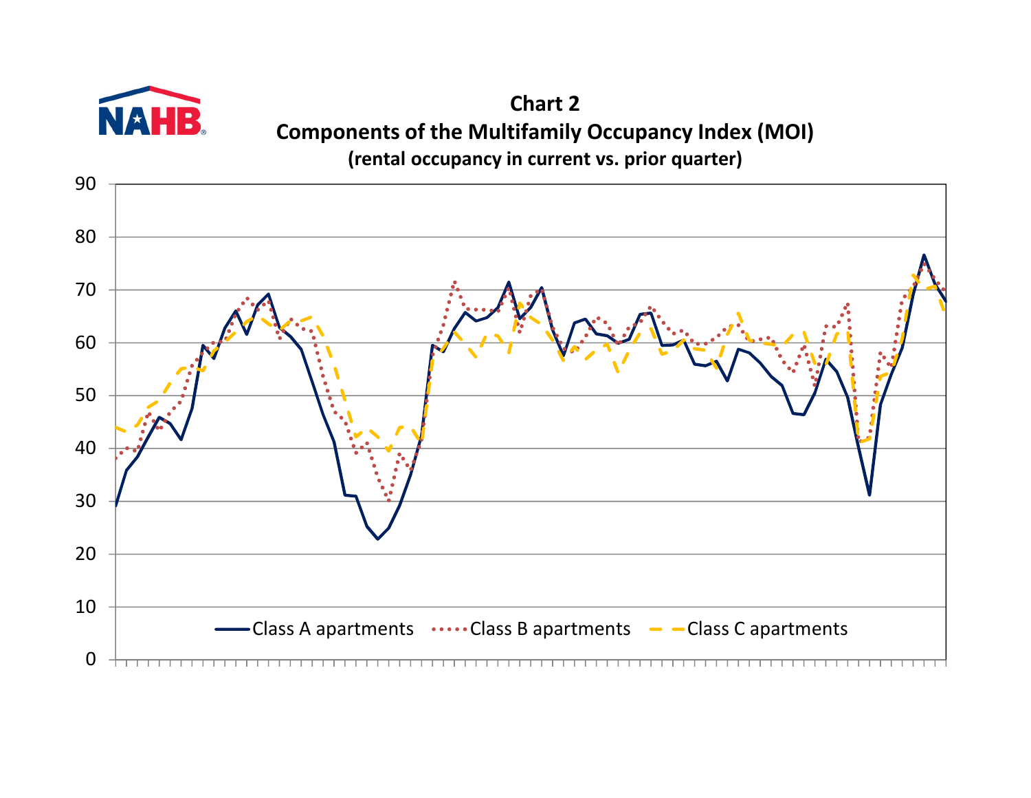# Chart 2

## Components of the Multifamily Occupancy Index (MOI)

### (rental occupancy in current vs. prior quarter)

Y-axis: 0, 10, 20, 30, 40, 50, 60, 70, 80, 90

Legend: Class A apartments, Class B apartments, Class C apartments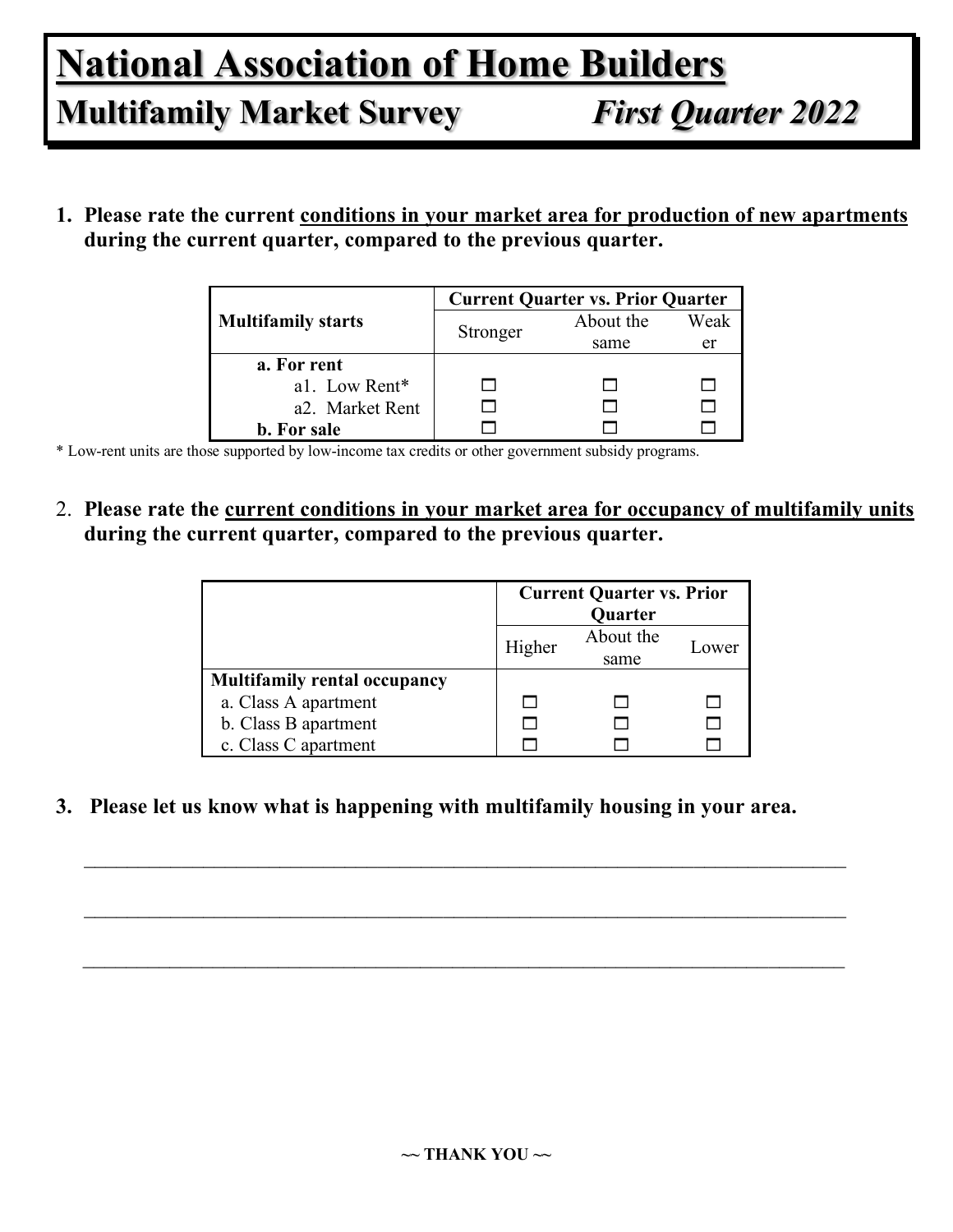# National Association of Home Builders

## Multifamily Market Survey *First Quarter 2022*

**1. Please rate the current conditions in your market area for production of new apartments during the current quarter, compared to the previous quarter.**

| Multifamily starts | Current Quarter vs. Prior Quarter | | |
|---|---|---|---|
| | Stronger | About the same | Weaker |
| **a. For rent** | | | |
| a1. Low Rent* | ☐ | ☐ | ☐ |
| a2. Market Rent | ☐ | ☐ | ☐ |
| **b. For sale** | ☐ | ☐ | ☐ |

* Low-rent units are those supported by low-income tax credits or other government subsidy programs.

2. **Please rate the current conditions in your market area for occupancy of multifamily units during the current quarter, compared to the previous quarter.**

| | Current Quarter vs. Prior Quarter | | |
|---|---|---|---|
| | Higher | About the same | Lower |
| **Multifamily rental occupancy** | | | |
| a. Class A apartment | ☐ | ☐ | ☐ |
| b. Class B apartment | ☐ | ☐ | ☐ |
| c. Class C apartment | ☐ | ☐ | ☐ |

**3. Please let us know what is happening with multifamily housing in your area.**

\_\_\_\_\_\_\_\_\_\_\_\_\_\_\_\_\_\_\_\_\_\_\_\_\_\_\_\_\_\_\_\_\_\_\_\_\_\_\_\_\_\_\_\_\_\_\_\_\_\_\_\_\_\_\_\_\_\_\_\_\_\_\_\_\_\_\_\_\_\_

\_\_\_\_\_\_\_\_\_\_\_\_\_\_\_\_\_\_\_\_\_\_\_\_\_\_\_\_\_\_\_\_\_\_\_\_\_\_\_\_\_\_\_\_\_\_\_\_\_\_\_\_\_\_\_\_\_\_\_\_\_\_\_\_\_\_\_\_\_\_

\_\_\_\_\_\_\_\_\_\_\_\_\_\_\_\_\_\_\_\_\_\_\_\_\_\_\_\_\_\_\_\_\_\_\_\_\_\_\_\_\_\_\_\_\_\_\_\_\_\_\_\_\_\_\_\_\_\_\_\_\_\_\_\_\_\_\_\_\_\_

**~~ THANK YOU ~~**